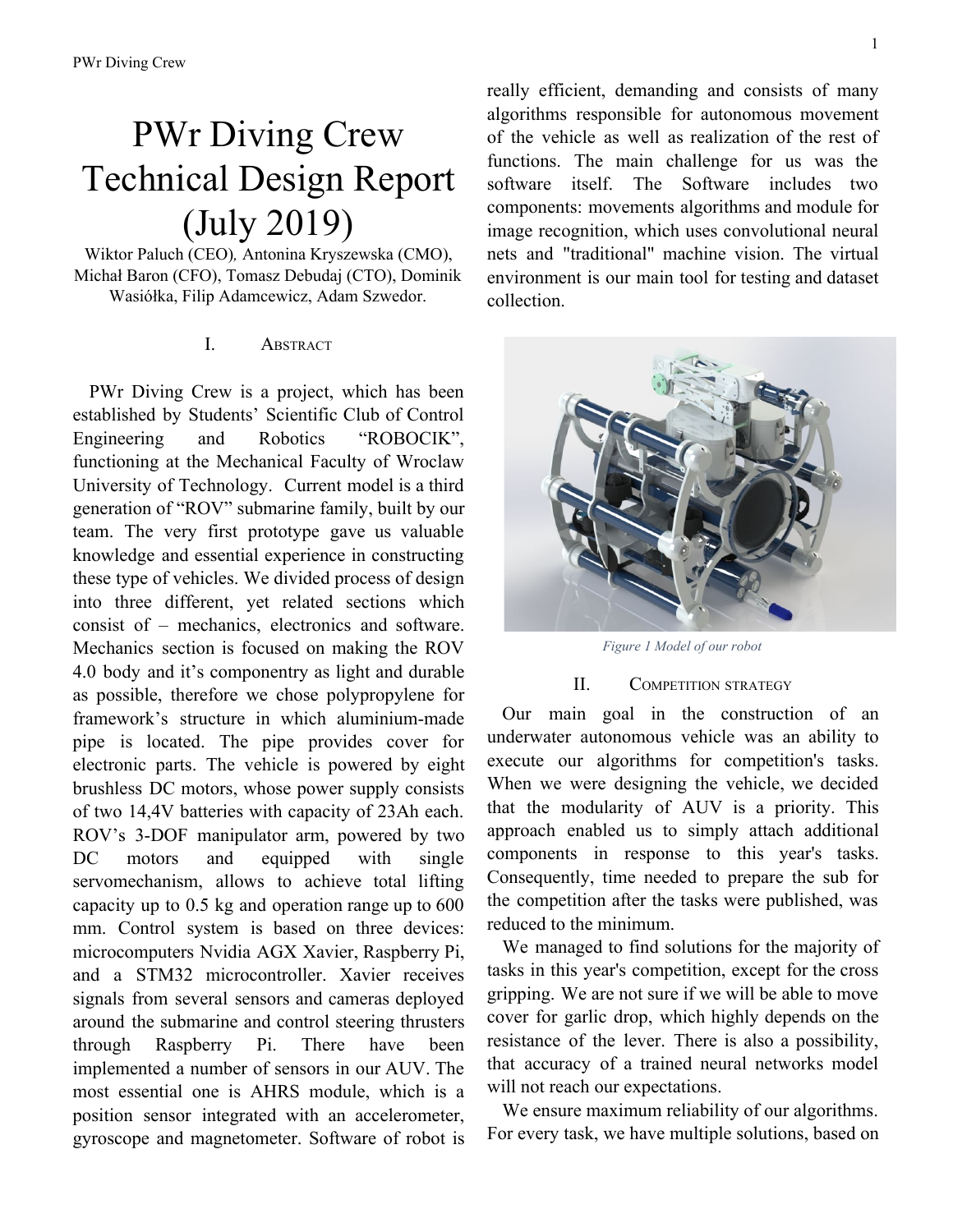# PWr Diving Crew Technical Design Report (July 2019)

Wiktor Paluch (CEO), Antonina Kryszewska (CMO), Michał Baron (CFO), Tomasz Debudaj (CTO), Dominik Wasiółka, Filip Adamcewicz, Adam Szwedor.

## I. Abstract

PWr Diving Crew is a project, which has been established by Students' Scientific Club of Control Engineering and Robotics "ROBOCIK", functioning at the Mechanical Faculty of Wroclaw University of Technology. Current model is a third generation of "ROV" submarine family, built by our team. The very first prototype gave us valuable knowledge and essential experience in constructing these type of vehicles. We divided process of design into three different, yet related sections which consist of – mechanics, electronics and software. Mechanics section is focused on making the ROV 4.0 body and it's componentry as light and durable as possible, therefore we chose polypropylene for framework's structure in which aluminium-made pipe is located. The pipe provides cover for electronic parts. The vehicle is powered by eight brushless DC motors, whose power supply consists of two 14,4V batteries with capacity of 23Ah each. ROV's 3-DOF manipulator arm, powered by two DC motors and equipped with single servomechanism, allows to achieve total lifting capacity up to 0.5 kg and operation range up to 600 mm. Control system is based on three devices: microcomputers Nvidia AGX Xavier, Raspberry Pi, and a STM32 microcontroller. Xavier receives signals from several sensors and cameras deployed around the submarine and control steering thrusters through Raspberry Pi. There have been implemented a number of sensors in our AUV. The most essential one is AHRS module, which is a position sensor integrated with an accelerometer, gyroscope and magnetometer. Software of robot is really efficient, demanding and consists of many algorithms responsible for autonomous movement of the vehicle as well as realization of the rest of functions. The main challenge for us was the software itself. The Software includes two components: movements algorithms and module for image recognition, which uses convolutional neural nets and "traditional" machine vision. The virtual environment is our main tool for testing and dataset collection.

*Figure 1 Model of our robot*

## II. Competition strategy

Our main goal in the construction of an underwater autonomous vehicle was an ability to execute our algorithms for competition's tasks. When we were designing the vehicle, we decided that the modularity of AUV is a priority. This approach enabled us to simply attach additional components in response to this year's tasks. Consequently, time needed to prepare the sub for the competition after the tasks were published, was reduced to the minimum.

We managed to find solutions for the majority of tasks in this year's competition, except for the cross gripping. We are not sure if we will be able to move cover for garlic drop, which highly depends on the resistance of the lever. There is also a possibility, that accuracy of a trained neural networks model will not reach our expectations.

We ensure maximum reliability of our algorithms. For every task, we have multiple solutions, based on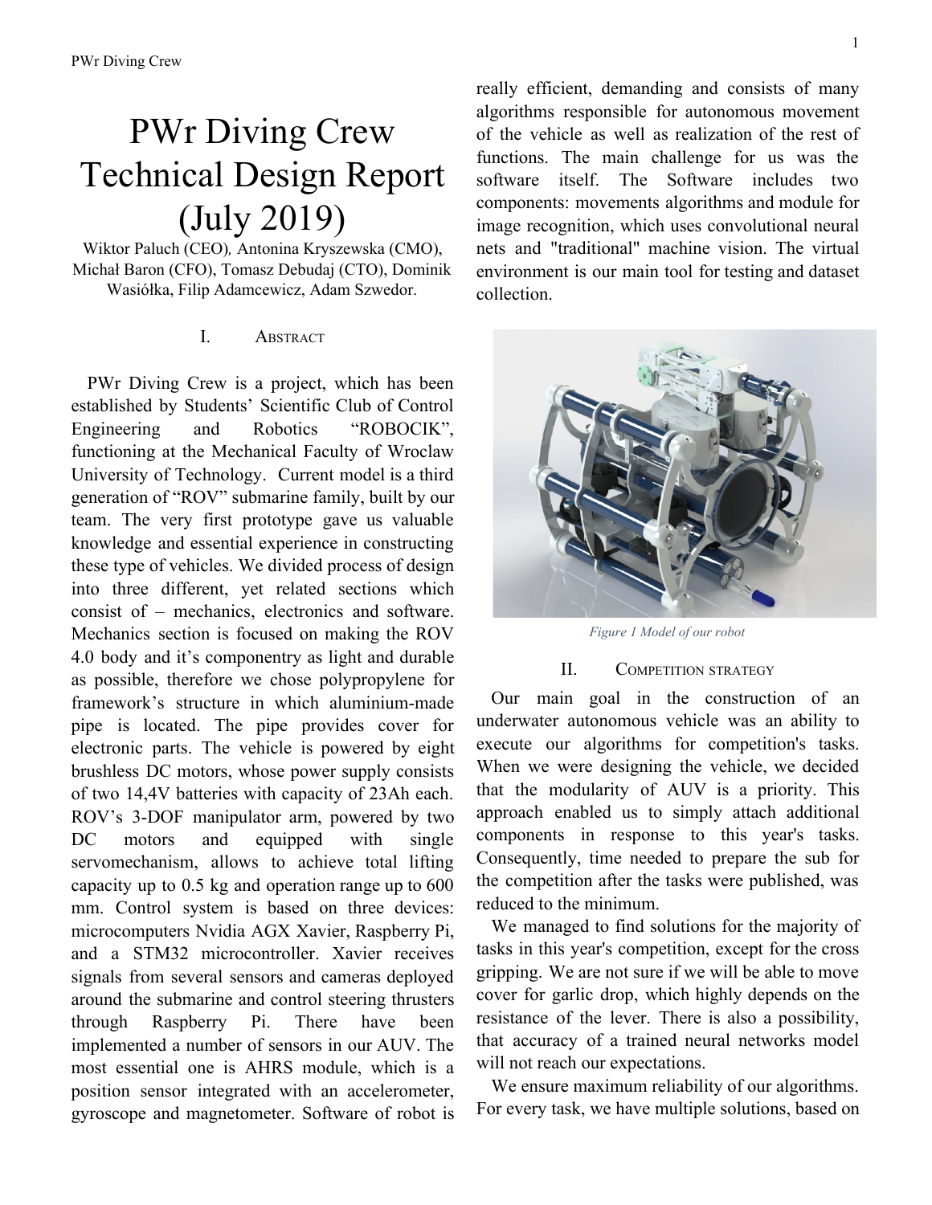# PWr Diving Crew Technical Design Report (July 2019)

Wiktor Paluch (CEO), Antonina Kryszewska (CMO), Michał Baron (CFO), Tomasz Debudaj (CTO), Dominik Wasiółka, Filip Adamcewicz, Adam Szwedor.

## I. Abstract

PWr Diving Crew is a project, which has been established by Students' Scientific Club of Control Engineering and Robotics "ROBOCIK", functioning at the Mechanical Faculty of Wroclaw University of Technology. Current model is a third generation of "ROV" submarine family, built by our team. The very first prototype gave us valuable knowledge and essential experience in constructing these type of vehicles. We divided process of design into three different, yet related sections which consist of – mechanics, electronics and software. Mechanics section is focused on making the ROV 4.0 body and it's componentry as light and durable as possible, therefore we chose polypropylene for framework's structure in which aluminium-made pipe is located. The pipe provides cover for electronic parts. The vehicle is powered by eight brushless DC motors, whose power supply consists of two 14,4V batteries with capacity of 23Ah each. ROV's 3-DOF manipulator arm, powered by two DC motors and equipped with single servomechanism, allows to achieve total lifting capacity up to 0.5 kg and operation range up to 600 mm. Control system is based on three devices: microcomputers Nvidia AGX Xavier, Raspberry Pi, and a STM32 microcontroller. Xavier receives signals from several sensors and cameras deployed around the submarine and control steering thrusters through Raspberry Pi. There have been implemented a number of sensors in our AUV. The most essential one is AHRS module, which is a position sensor integrated with an accelerometer, gyroscope and magnetometer. Software of robot is really efficient, demanding and consists of many algorithms responsible for autonomous movement of the vehicle as well as realization of the rest of functions. The main challenge for us was the software itself. The Software includes two components: movements algorithms and module for image recognition, which uses convolutional neural nets and "traditional" machine vision. The virtual environment is our main tool for testing and dataset collection.

*Figure 1 Model of our robot*

## II. Competition strategy

Our main goal in the construction of an underwater autonomous vehicle was an ability to execute our algorithms for competition's tasks. When we were designing the vehicle, we decided that the modularity of AUV is a priority. This approach enabled us to simply attach additional components in response to this year's tasks. Consequently, time needed to prepare the sub for the competition after the tasks were published, was reduced to the minimum.

We managed to find solutions for the majority of tasks in this year's competition, except for the cross gripping. We are not sure if we will be able to move cover for garlic drop, which highly depends on the resistance of the lever. There is also a possibility, that accuracy of a trained neural networks model will not reach our expectations.

We ensure maximum reliability of our algorithms. For every task, we have multiple solutions, based on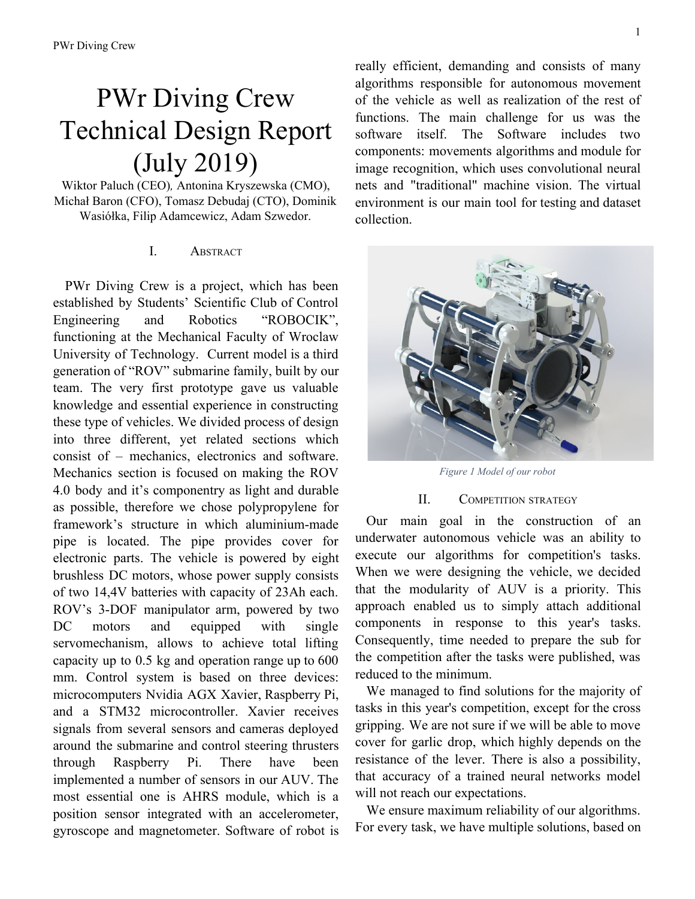# PWr Diving Crew Technical Design Report (July 2019)

Wiktor Paluch (CEO), Antonina Kryszewska (CMO), Michał Baron (CFO), Tomasz Debudaj (CTO), Dominik Wasiółka, Filip Adamcewicz, Adam Szwedor.

## I. Abstract

PWr Diving Crew is a project, which has been established by Students' Scientific Club of Control Engineering and Robotics "ROBOCIK", functioning at the Mechanical Faculty of Wroclaw University of Technology. Current model is a third generation of "ROV" submarine family, built by our team. The very first prototype gave us valuable knowledge and essential experience in constructing these type of vehicles. We divided process of design into three different, yet related sections which consist of – mechanics, electronics and software. Mechanics section is focused on making the ROV 4.0 body and it's componentry as light and durable as possible, therefore we chose polypropylene for framework's structure in which aluminium-made pipe is located. The pipe provides cover for electronic parts. The vehicle is powered by eight brushless DC motors, whose power supply consists of two 14,4V batteries with capacity of 23Ah each. ROV's 3-DOF manipulator arm, powered by two DC motors and equipped with single servomechanism, allows to achieve total lifting capacity up to 0.5 kg and operation range up to 600 mm. Control system is based on three devices: microcomputers Nvidia AGX Xavier, Raspberry Pi, and a STM32 microcontroller. Xavier receives signals from several sensors and cameras deployed around the submarine and control steering thrusters through Raspberry Pi. There have been implemented a number of sensors in our AUV. The most essential one is AHRS module, which is a position sensor integrated with an accelerometer, gyroscope and magnetometer. Software of robot is really efficient, demanding and consists of many algorithms responsible for autonomous movement of the vehicle as well as realization of the rest of functions. The main challenge for us was the software itself. The Software includes two components: movements algorithms and module for image recognition, which uses convolutional neural nets and "traditional" machine vision. The virtual environment is our main tool for testing and dataset collection.

*Figure 1 Model of our robot*

## II. Competition strategy

Our main goal in the construction of an underwater autonomous vehicle was an ability to execute our algorithms for competition's tasks. When we were designing the vehicle, we decided that the modularity of AUV is a priority. This approach enabled us to simply attach additional components in response to this year's tasks. Consequently, time needed to prepare the sub for the competition after the tasks were published, was reduced to the minimum.

We managed to find solutions for the majority of tasks in this year's competition, except for the cross gripping. We are not sure if we will be able to move cover for garlic drop, which highly depends on the resistance of the lever. There is also a possibility, that accuracy of a trained neural networks model will not reach our expectations.

We ensure maximum reliability of our algorithms. For every task, we have multiple solutions, based on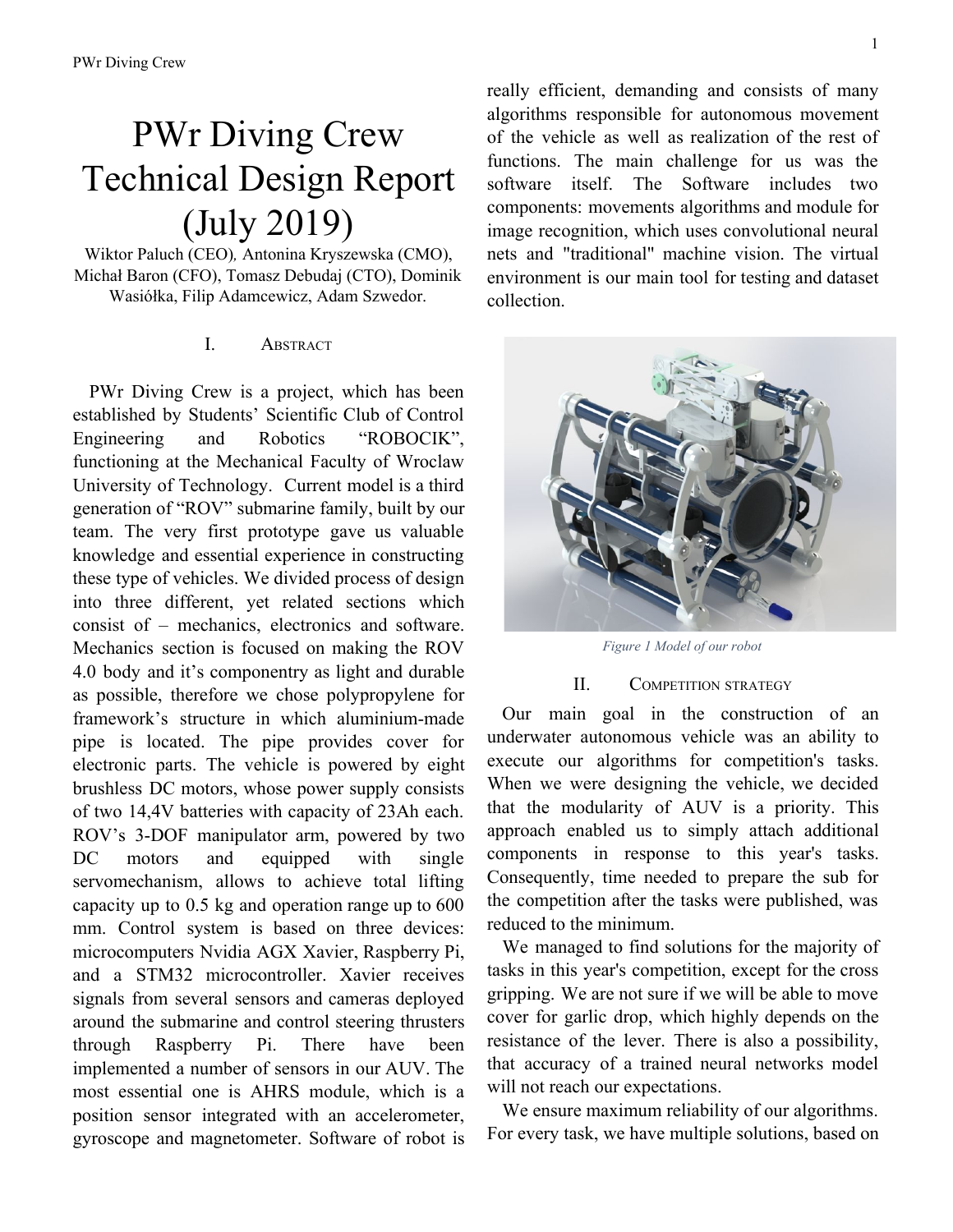# PWr Diving Crew Technical Design Report (July 2019)

Wiktor Paluch (CEO), Antonina Kryszewska (CMO), Michał Baron (CFO), Tomasz Debudaj (CTO), Dominik Wasiółka, Filip Adamcewicz, Adam Szwedor.

## I. Abstract

PWr Diving Crew is a project, which has been established by Students' Scientific Club of Control Engineering and Robotics "ROBOCIK", functioning at the Mechanical Faculty of Wroclaw University of Technology. Current model is a third generation of "ROV" submarine family, built by our team. The very first prototype gave us valuable knowledge and essential experience in constructing these type of vehicles. We divided process of design into three different, yet related sections which consist of – mechanics, electronics and software. Mechanics section is focused on making the ROV 4.0 body and it's componentry as light and durable as possible, therefore we chose polypropylene for framework's structure in which aluminium-made pipe is located. The pipe provides cover for electronic parts. The vehicle is powered by eight brushless DC motors, whose power supply consists of two 14,4V batteries with capacity of 23Ah each. ROV's 3-DOF manipulator arm, powered by two DC motors and equipped with single servomechanism, allows to achieve total lifting capacity up to 0.5 kg and operation range up to 600 mm. Control system is based on three devices: microcomputers Nvidia AGX Xavier, Raspberry Pi, and a STM32 microcontroller. Xavier receives signals from several sensors and cameras deployed around the submarine and control steering thrusters through Raspberry Pi. There have been implemented a number of sensors in our AUV. The most essential one is AHRS module, which is a position sensor integrated with an accelerometer, gyroscope and magnetometer. Software of robot is really efficient, demanding and consists of many algorithms responsible for autonomous movement of the vehicle as well as realization of the rest of functions. The main challenge for us was the software itself. The Software includes two components: movements algorithms and module for image recognition, which uses convolutional neural nets and "traditional" machine vision. The virtual environment is our main tool for testing and dataset collection.

*Figure 1 Model of our robot*

## II. Competition strategy

Our main goal in the construction of an underwater autonomous vehicle was an ability to execute our algorithms for competition's tasks. When we were designing the vehicle, we decided that the modularity of AUV is a priority. This approach enabled us to simply attach additional components in response to this year's tasks. Consequently, time needed to prepare the sub for the competition after the tasks were published, was reduced to the minimum.

We managed to find solutions for the majority of tasks in this year's competition, except for the cross gripping. We are not sure if we will be able to move cover for garlic drop, which highly depends on the resistance of the lever. There is also a possibility, that accuracy of a trained neural networks model will not reach our expectations.

We ensure maximum reliability of our algorithms. For every task, we have multiple solutions, based on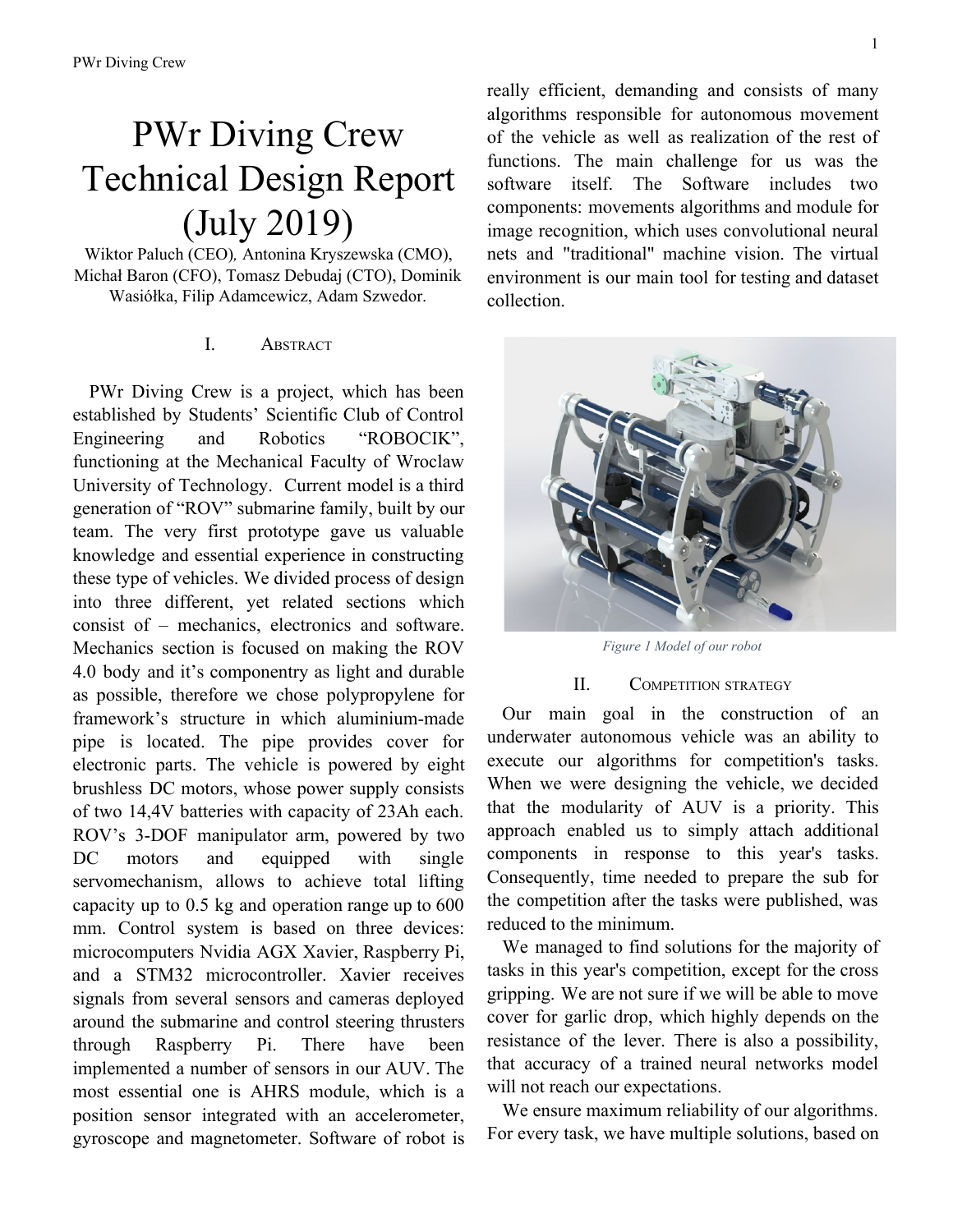# PWr Diving Crew Technical Design Report (July 2019)

Wiktor Paluch (CEO), Antonina Kryszewska (CMO), Michał Baron (CFO), Tomasz Debudaj (CTO), Dominik Wasiółka, Filip Adamcewicz, Adam Szwedor.

## I. Abstract

PWr Diving Crew is a project, which has been established by Students' Scientific Club of Control Engineering and Robotics "ROBOCIK", functioning at the Mechanical Faculty of Wroclaw University of Technology. Current model is a third generation of "ROV" submarine family, built by our team. The very first prototype gave us valuable knowledge and essential experience in constructing these type of vehicles. We divided process of design into three different, yet related sections which consist of – mechanics, electronics and software. Mechanics section is focused on making the ROV 4.0 body and it's componentry as light and durable as possible, therefore we chose polypropylene for framework's structure in which aluminium-made pipe is located. The pipe provides cover for electronic parts. The vehicle is powered by eight brushless DC motors, whose power supply consists of two 14,4V batteries with capacity of 23Ah each. ROV's 3-DOF manipulator arm, powered by two DC motors and equipped with single servomechanism, allows to achieve total lifting capacity up to 0.5 kg and operation range up to 600 mm. Control system is based on three devices: microcomputers Nvidia AGX Xavier, Raspberry Pi, and a STM32 microcontroller. Xavier receives signals from several sensors and cameras deployed around the submarine and control steering thrusters through Raspberry Pi. There have been implemented a number of sensors in our AUV. The most essential one is AHRS module, which is a position sensor integrated with an accelerometer, gyroscope and magnetometer. Software of robot is really efficient, demanding and consists of many algorithms responsible for autonomous movement of the vehicle as well as realization of the rest of functions. The main challenge for us was the software itself. The Software includes two components: movements algorithms and module for image recognition, which uses convolutional neural nets and "traditional" machine vision. The virtual environment is our main tool for testing and dataset collection.

*Figure 1 Model of our robot*

## II. Competition strategy

Our main goal in the construction of an underwater autonomous vehicle was an ability to execute our algorithms for competition's tasks. When we were designing the vehicle, we decided that the modularity of AUV is a priority. This approach enabled us to simply attach additional components in response to this year's tasks. Consequently, time needed to prepare the sub for the competition after the tasks were published, was reduced to the minimum.

We managed to find solutions for the majority of tasks in this year's competition, except for the cross gripping. We are not sure if we will be able to move cover for garlic drop, which highly depends on the resistance of the lever. There is also a possibility, that accuracy of a trained neural networks model will not reach our expectations.

We ensure maximum reliability of our algorithms. For every task, we have multiple solutions, based on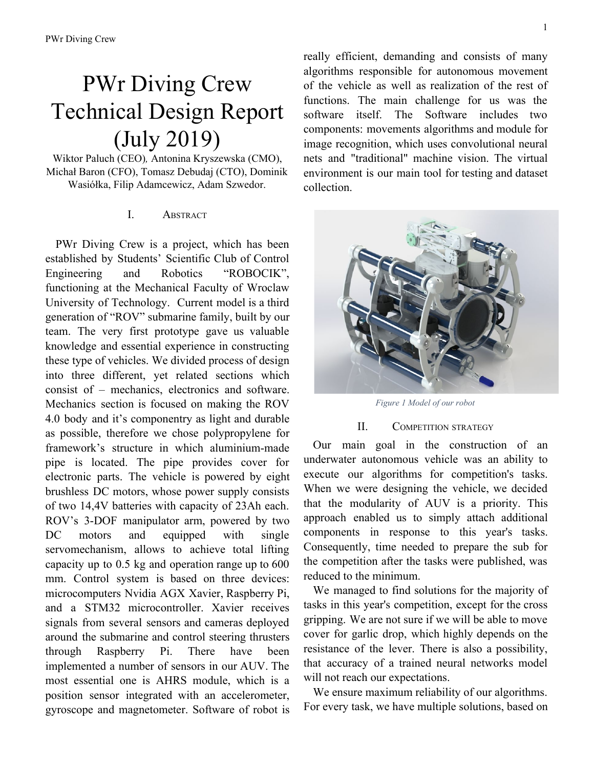# PWr Diving Crew Technical Design Report (July 2019)

Wiktor Paluch (CEO), Antonina Kryszewska (CMO), Michał Baron (CFO), Tomasz Debudaj (CTO), Dominik Wasiółka, Filip Adamcewicz, Adam Szwedor.

## I. Abstract

PWr Diving Crew is a project, which has been established by Students' Scientific Club of Control Engineering and Robotics "ROBOCIK", functioning at the Mechanical Faculty of Wroclaw University of Technology. Current model is a third generation of "ROV" submarine family, built by our team. The very first prototype gave us valuable knowledge and essential experience in constructing these type of vehicles. We divided process of design into three different, yet related sections which consist of – mechanics, electronics and software. Mechanics section is focused on making the ROV 4.0 body and it's componentry as light and durable as possible, therefore we chose polypropylene for framework's structure in which aluminium-made pipe is located. The pipe provides cover for electronic parts. The vehicle is powered by eight brushless DC motors, whose power supply consists of two 14,4V batteries with capacity of 23Ah each. ROV's 3-DOF manipulator arm, powered by two DC motors and equipped with single servomechanism, allows to achieve total lifting capacity up to 0.5 kg and operation range up to 600 mm. Control system is based on three devices: microcomputers Nvidia AGX Xavier, Raspberry Pi, and a STM32 microcontroller. Xavier receives signals from several sensors and cameras deployed around the submarine and control steering thrusters through Raspberry Pi. There have been implemented a number of sensors in our AUV. The most essential one is AHRS module, which is a position sensor integrated with an accelerometer, gyroscope and magnetometer. Software of robot is really efficient, demanding and consists of many algorithms responsible for autonomous movement of the vehicle as well as realization of the rest of functions. The main challenge for us was the software itself. The Software includes two components: movements algorithms and module for image recognition, which uses convolutional neural nets and "traditional" machine vision. The virtual environment is our main tool for testing and dataset collection.

*Figure 1 Model of our robot*

## II. Competition strategy

Our main goal in the construction of an underwater autonomous vehicle was an ability to execute our algorithms for competition's tasks. When we were designing the vehicle, we decided that the modularity of AUV is a priority. This approach enabled us to simply attach additional components in response to this year's tasks. Consequently, time needed to prepare the sub for the competition after the tasks were published, was reduced to the minimum.

We managed to find solutions for the majority of tasks in this year's competition, except for the cross gripping. We are not sure if we will be able to move cover for garlic drop, which highly depends on the resistance of the lever. There is also a possibility, that accuracy of a trained neural networks model will not reach our expectations.

We ensure maximum reliability of our algorithms. For every task, we have multiple solutions, based on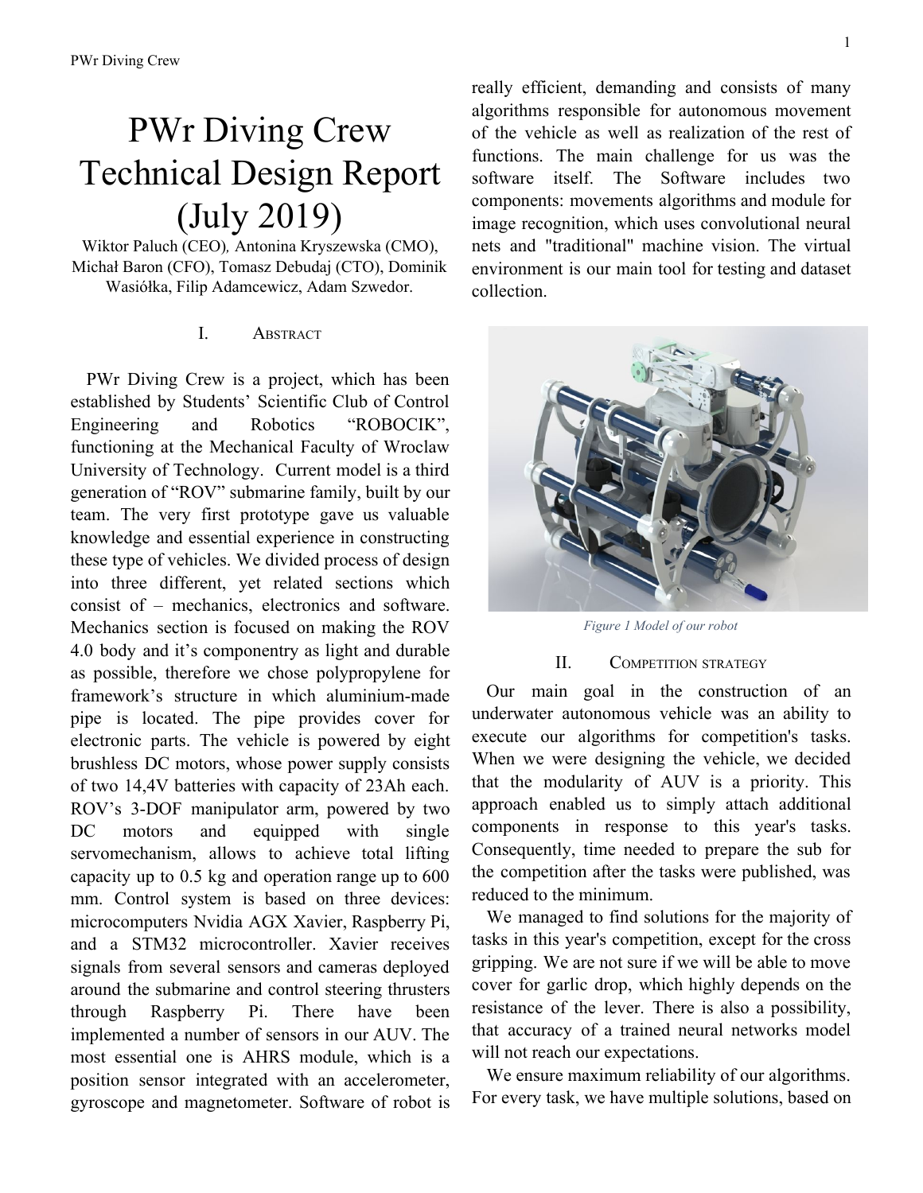# PWr Diving Crew Technical Design Report (July 2019)

Wiktor Paluch (CEO), Antonina Kryszewska (CMO), Michał Baron (CFO), Tomasz Debudaj (CTO), Dominik Wasiółka, Filip Adamcewicz, Adam Szwedor.

## I. Abstract

PWr Diving Crew is a project, which has been established by Students' Scientific Club of Control Engineering and Robotics "ROBOCIK", functioning at the Mechanical Faculty of Wroclaw University of Technology. Current model is a third generation of "ROV" submarine family, built by our team. The very first prototype gave us valuable knowledge and essential experience in constructing these type of vehicles. We divided process of design into three different, yet related sections which consist of – mechanics, electronics and software. Mechanics section is focused on making the ROV 4.0 body and it's componentry as light and durable as possible, therefore we chose polypropylene for framework's structure in which aluminium-made pipe is located. The pipe provides cover for electronic parts. The vehicle is powered by eight brushless DC motors, whose power supply consists of two 14,4V batteries with capacity of 23Ah each. ROV's 3-DOF manipulator arm, powered by two DC motors and equipped with single servomechanism, allows to achieve total lifting capacity up to 0.5 kg and operation range up to 600 mm. Control system is based on three devices: microcomputers Nvidia AGX Xavier, Raspberry Pi, and a STM32 microcontroller. Xavier receives signals from several sensors and cameras deployed around the submarine and control steering thrusters through Raspberry Pi. There have been implemented a number of sensors in our AUV. The most essential one is AHRS module, which is a position sensor integrated with an accelerometer, gyroscope and magnetometer. Software of robot is really efficient, demanding and consists of many algorithms responsible for autonomous movement of the vehicle as well as realization of the rest of functions. The main challenge for us was the software itself. The Software includes two components: movements algorithms and module for image recognition, which uses convolutional neural nets and "traditional" machine vision. The virtual environment is our main tool for testing and dataset collection.

*Figure 1 Model of our robot*

## II. Competition strategy

Our main goal in the construction of an underwater autonomous vehicle was an ability to execute our algorithms for competition's tasks. When we were designing the vehicle, we decided that the modularity of AUV is a priority. This approach enabled us to simply attach additional components in response to this year's tasks. Consequently, time needed to prepare the sub for the competition after the tasks were published, was reduced to the minimum.

We managed to find solutions for the majority of tasks in this year's competition, except for the cross gripping. We are not sure if we will be able to move cover for garlic drop, which highly depends on the resistance of the lever. There is also a possibility, that accuracy of a trained neural networks model will not reach our expectations.

We ensure maximum reliability of our algorithms. For every task, we have multiple solutions, based on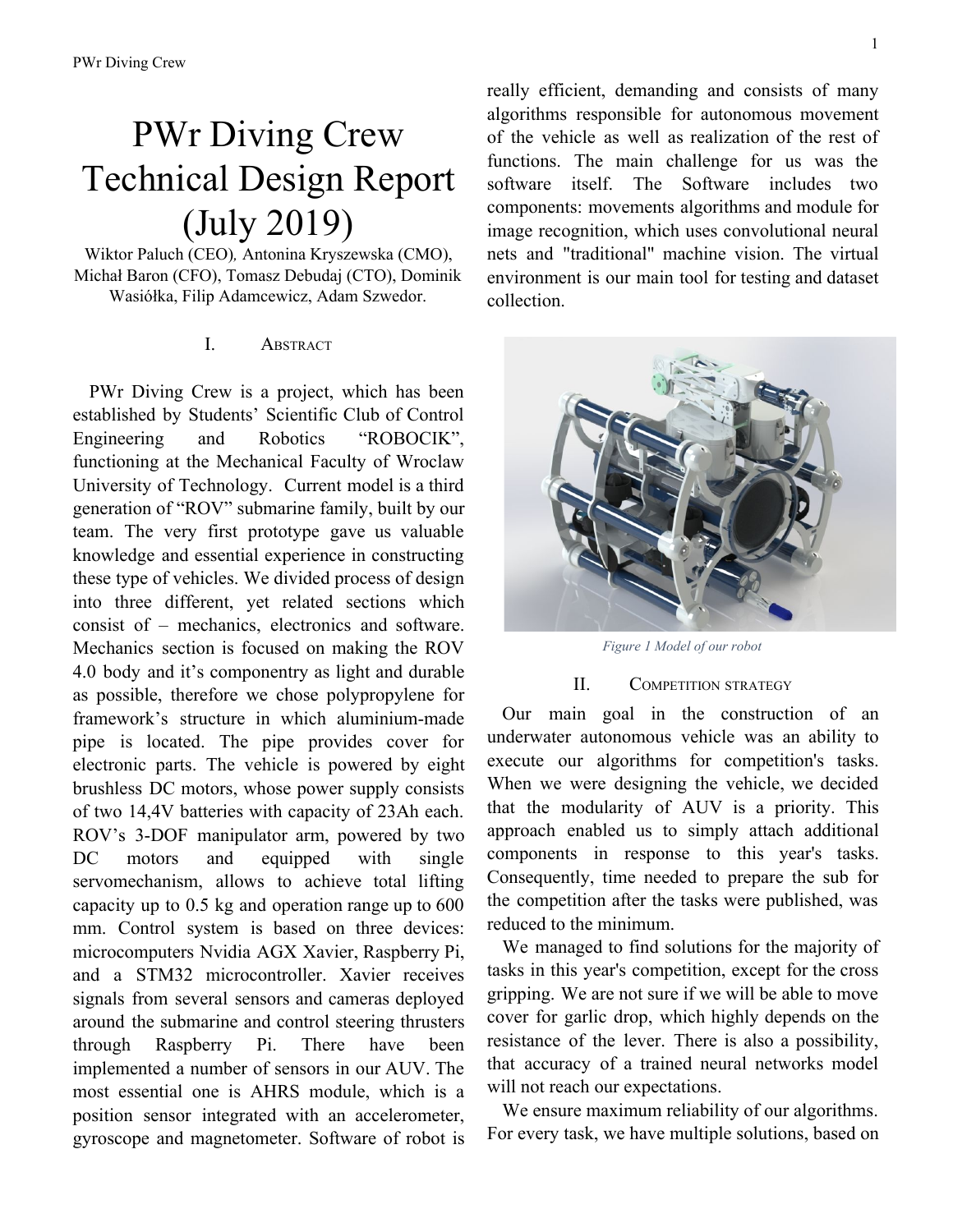# PWr Diving Crew Technical Design Report (July 2019)

Wiktor Paluch (CEO), Antonina Kryszewska (CMO), Michał Baron (CFO), Tomasz Debudaj (CTO), Dominik Wasiółka, Filip Adamcewicz, Adam Szwedor.

## I. Abstract

PWr Diving Crew is a project, which has been established by Students' Scientific Club of Control Engineering and Robotics "ROBOCIK", functioning at the Mechanical Faculty of Wroclaw University of Technology. Current model is a third generation of "ROV" submarine family, built by our team. The very first prototype gave us valuable knowledge and essential experience in constructing these type of vehicles. We divided process of design into three different, yet related sections which consist of – mechanics, electronics and software. Mechanics section is focused on making the ROV 4.0 body and it's componentry as light and durable as possible, therefore we chose polypropylene for framework's structure in which aluminium-made pipe is located. The pipe provides cover for electronic parts. The vehicle is powered by eight brushless DC motors, whose power supply consists of two 14,4V batteries with capacity of 23Ah each. ROV's 3-DOF manipulator arm, powered by two DC motors and equipped with single servomechanism, allows to achieve total lifting capacity up to 0.5 kg and operation range up to 600 mm. Control system is based on three devices: microcomputers Nvidia AGX Xavier, Raspberry Pi, and a STM32 microcontroller. Xavier receives signals from several sensors and cameras deployed around the submarine and control steering thrusters through Raspberry Pi. There have been implemented a number of sensors in our AUV. The most essential one is AHRS module, which is a position sensor integrated with an accelerometer, gyroscope and magnetometer. Software of robot is really efficient, demanding and consists of many algorithms responsible for autonomous movement of the vehicle as well as realization of the rest of functions. The main challenge for us was the software itself. The Software includes two components: movements algorithms and module for image recognition, which uses convolutional neural nets and "traditional" machine vision. The virtual environment is our main tool for testing and dataset collection.

*Figure 1 Model of our robot*

## II. Competition strategy

Our main goal in the construction of an underwater autonomous vehicle was an ability to execute our algorithms for competition's tasks. When we were designing the vehicle, we decided that the modularity of AUV is a priority. This approach enabled us to simply attach additional components in response to this year's tasks. Consequently, time needed to prepare the sub for the competition after the tasks were published, was reduced to the minimum.

We managed to find solutions for the majority of tasks in this year's competition, except for the cross gripping. We are not sure if we will be able to move cover for garlic drop, which highly depends on the resistance of the lever. There is also a possibility, that accuracy of a trained neural networks model will not reach our expectations.

We ensure maximum reliability of our algorithms. For every task, we have multiple solutions, based on